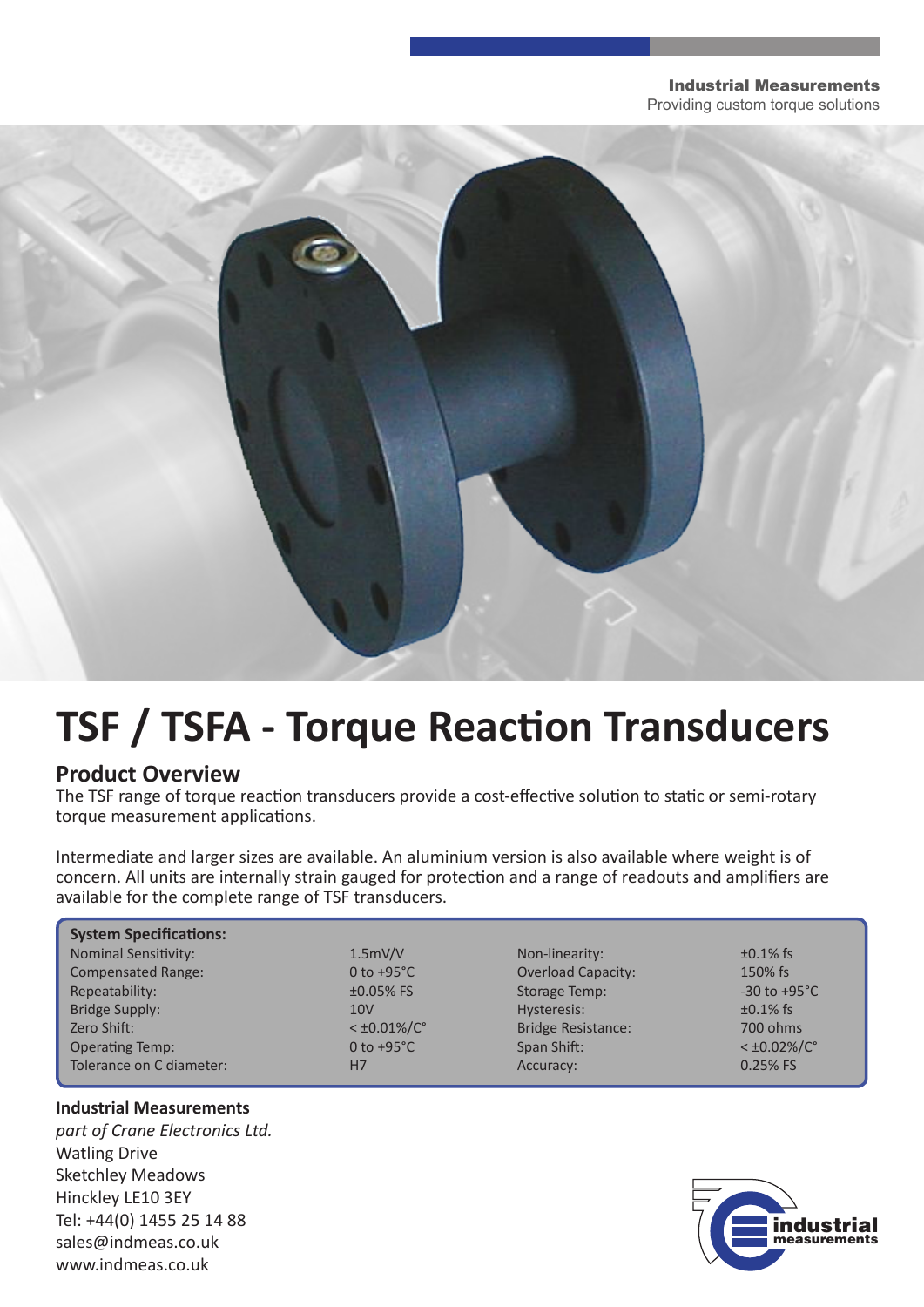**Industrial Measurements**
Providing custom torque solutions

# TSF / TSFA - Torque Reaction Transducers

## Product Overview

The TSF range of torque reaction transducers provide a cost-effective solution to static or semi-rotary torque measurement applications.

Intermediate and larger sizes are available. An aluminium version is also available where weight is of concern. All units are internally strain gauged for protection and a range of readouts and amplifiers are available for the complete range of TSF transducers.

**System Specifications:**

| | | | |
|---|---|---|---|
| Nominal Sensitivity: | 1.5mV/V | Non-linearity: | ±0.1% fs |
| Compensated Range: | 0 to +95°C | Overload Capacity: | 150% fs |
| Repeatability: | ±0.05% FS | Storage Temp: | -30 to +95°C |
| Bridge Supply: | 10V | Hysteresis: | ±0.1% fs |
| Zero Shift: | < ±0.01%/C° | Bridge Resistance: | 700 ohms |
| Operating Temp: | 0 to +95°C | Span Shift: | < ±0.02%/C° |
| Tolerance on C diameter: | H7 | Accuracy: | 0.25% FS |

**Industrial Measurements**
*part of Crane Electronics Ltd.*
Watling Drive
Sketchley Meadows
Hinckley LE10 3EY
Tel: +44(0) 1455 25 14 88
sales@indmeas.co.uk
www.indmeas.co.uk

industrial measurements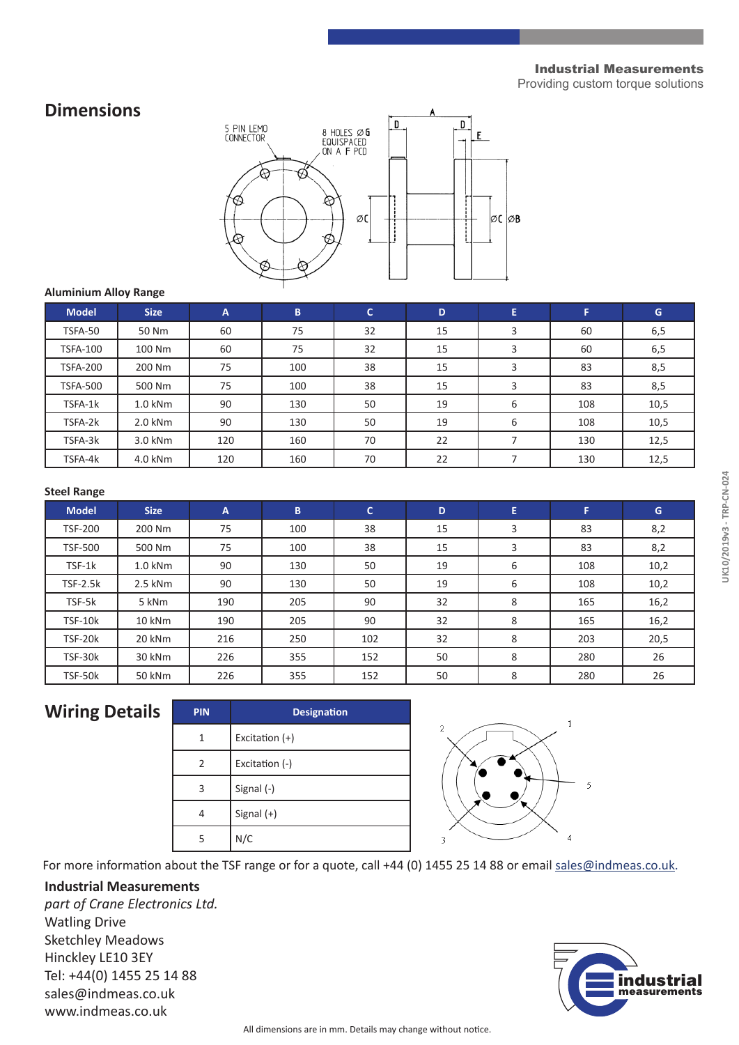Industrial Measurements
Providing custom torque solutions

## Dimensions

5 PIN LEMO CONNECTOR

8 HOLES Ø6 EQUISPACED ON A F PCD

A D D E ØC ØC ØB

### Aluminium Alloy Range

| Model | Size | A | B | C | D | E | F | G |
|---|---|---|---|---|---|---|---|---|
| TSFA-50 | 50 Nm | 60 | 75 | 32 | 15 | 3 | 60 | 6,5 |
| TSFA-100 | 100 Nm | 60 | 75 | 32 | 15 | 3 | 60 | 6,5 |
| TSFA-200 | 200 Nm | 75 | 100 | 38 | 15 | 3 | 83 | 8,5 |
| TSFA-500 | 500 Nm | 75 | 100 | 38 | 15 | 3 | 83 | 8,5 |
| TSFA-1k | 1.0 kNm | 90 | 130 | 50 | 19 | 6 | 108 | 10,5 |
| TSFA-2k | 2.0 kNm | 90 | 130 | 50 | 19 | 6 | 108 | 10,5 |
| TSFA-3k | 3.0 kNm | 120 | 160 | 70 | 22 | 7 | 130 | 12,5 |
| TSFA-4k | 4.0 kNm | 120 | 160 | 70 | 22 | 7 | 130 | 12,5 |

### Steel Range

| Model | Size | A | B | C | D | E | F | G |
|---|---|---|---|---|---|---|---|---|
| TSF-200 | 200 Nm | 75 | 100 | 38 | 15 | 3 | 83 | 8,2 |
| TSF-500 | 500 Nm | 75 | 100 | 38 | 15 | 3 | 83 | 8,2 |
| TSF-1k | 1.0 kNm | 90 | 130 | 50 | 19 | 6 | 108 | 10,2 |
| TSF-2.5k | 2.5 kNm | 90 | 130 | 50 | 19 | 6 | 108 | 10,2 |
| TSF-5k | 5 kNm | 190 | 205 | 90 | 32 | 8 | 165 | 16,2 |
| TSF-10k | 10 kNm | 190 | 205 | 90 | 32 | 8 | 165 | 16,2 |
| TSF-20k | 20 kNm | 216 | 250 | 102 | 32 | 8 | 203 | 20,5 |
| TSF-30k | 30 kNm | 226 | 355 | 152 | 50 | 8 | 280 | 26 |
| TSF-50k | 50 kNm | 226 | 355 | 152 | 50 | 8 | 280 | 26 |

UK10/2019v3 - TRP-CN-024

## Wiring Details

| PIN | Designation |
|---|---|
| 1 | Excitation (+) |
| 2 | Excitation (-) |
| 3 | Signal (-) |
| 4 | Signal (+) |
| 5 | N/C |

1 2 3 4 5

For more information about the TSF range or for a quote, call +44 (0) 1455 25 14 88 or email sales@indmeas.co.uk.

**Industrial Measurements**
*part of Crane Electronics Ltd.*
Watling Drive
Sketchley Meadows
Hinckley LE10 3EY
Tel: +44(0) 1455 25 14 88
sales@indmeas.co.uk
www.indmeas.co.uk

industrial measurements

All dimensions are in mm. Details may change without notice.